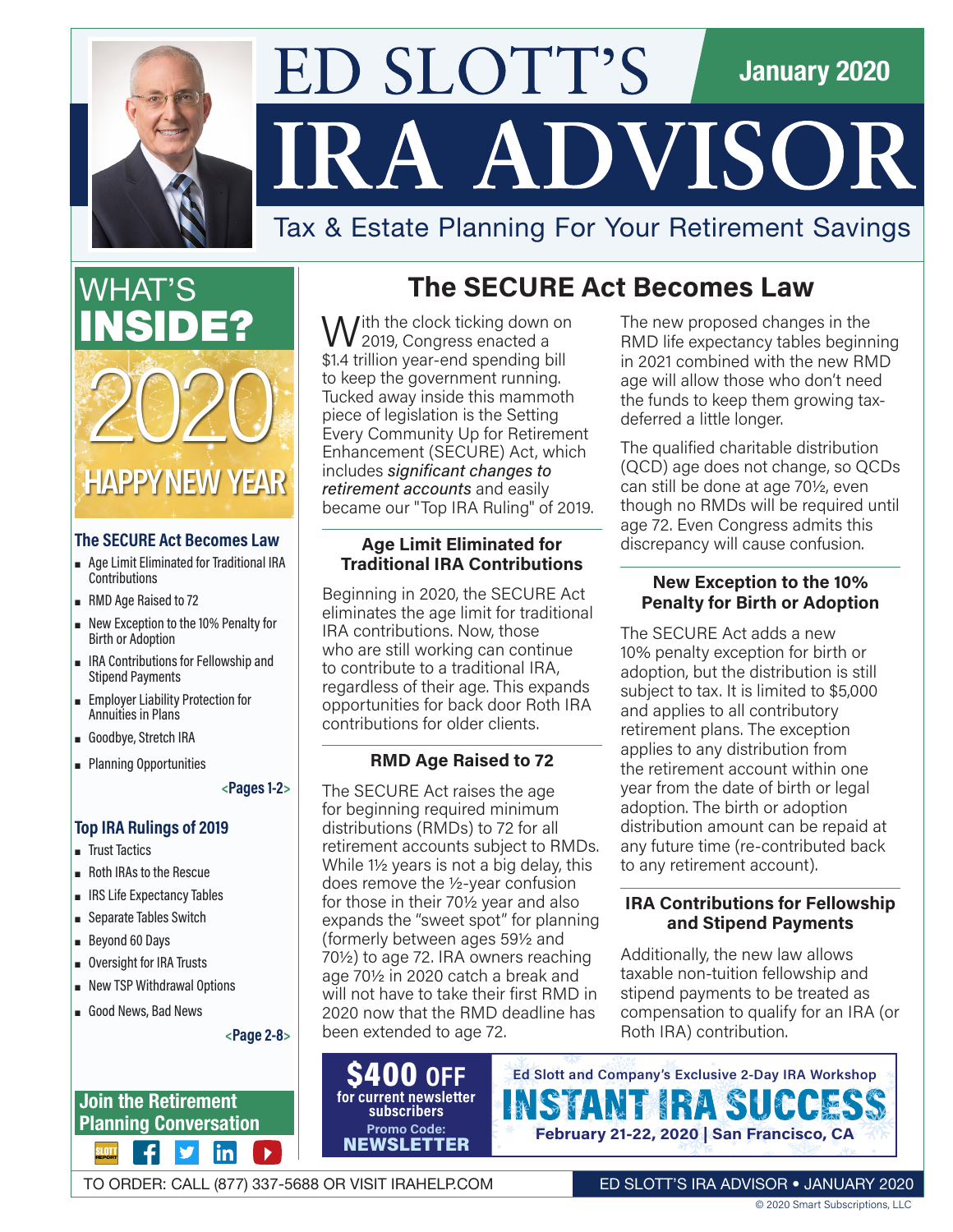# ED SLOTT'S IRA ADVISOR

**January 2020**

Tax & Estate Planning For Your Retirement Savings

## WHAT'S INSIDE?

2020 HAPPY NEW YEAR

**The SECURE Act Becomes Law**

- Age Limit Eliminated for Traditional IRA Contributions
- RMD Age Raised to 72
- New Exception to the 10% Penalty for Birth or Adoption
- IRA Contributions for Fellowship and Stipend Payments
- Employer Liability Protection for Annuities in Plans
- Goodbye, Stretch IRA
- Planning Opportunities

<Pages 1-2>

**Top IRA Rulings of 2019**

- Trust Tactics
- Roth IRAs to the Rescue
- IRS Life Expectancy Tables
- Separate Tables Switch
- Beyond 60 Days
- Oversight for IRA Trusts
- New TSP Withdrawal Options
- Good News, Bad News

<Page 2-8>

**Join the Retirement Planning Conversation**

## The SECURE Act Becomes Law

With the clock ticking down on 2019, Congress enacted a $1.4 trillion year-end spending bill to keep the government running. Tucked away inside this mammoth piece of legislation is the Setting Every Community Up for Retirement Enhancement (SECURE) Act, which includes *significant changes to retirement accounts* and easily became our "Top IRA Ruling" of 2019.

### Age Limit Eliminated for Traditional IRA Contributions

Beginning in 2020, the SECURE Act eliminates the age limit for traditional IRA contributions. Now, those who are still working can continue to contribute to a traditional IRA, regardless of their age. This expands opportunities for back door Roth IRA contributions for older clients.

### RMD Age Raised to 72

The SECURE Act raises the age for beginning required minimum distributions (RMDs) to 72 for all retirement accounts subject to RMDs. While 1½ years is not a big delay, this does remove the ½-year confusion for those in their 70½ year and also expands the "sweet spot" for planning (formerly between ages 59½ and 70½) to age 72. IRA owners reaching age 70½ in 2020 catch a break and will not have to take their first RMD in 2020 now that the RMD deadline has been extended to age 72.

The new proposed changes in the RMD life expectancy tables beginning in 2021 combined with the new RMD age will allow those who don't need the funds to keep them growing tax-deferred a little longer.

The qualified charitable distribution (QCD) age does not change, so QCDs can still be done at age 70½, even though no RMDs will be required until age 72. Even Congress admits this discrepancy will cause confusion.

### New Exception to the 10% Penalty for Birth or Adoption

The SECURE Act adds a new 10% penalty exception for birth or adoption, but the distribution is still subject to tax. It is limited to $5,000 and applies to all contributory retirement plans. The exception applies to any distribution from the retirement account within one year from the date of birth or legal adoption. The birth or adoption distribution amount can be repaid at any future time (re-contributed back to any retirement account).

### IRA Contributions for Fellowship and Stipend Payments

Additionally, the new law allows taxable non-tuition fellowship and stipend payments to be treated as compensation to qualify for an IRA (or Roth IRA) contribution.

**$400 OFF** for current newsletter subscribers — Promo Code: **NEWSLETTER**

Ed Slott and Company's Exclusive 2-Day IRA Workshop
**INSTANT IRA SUCCESS**
**February 21-22, 2020 | San Francisco, CA**

TO ORDER: CALL (877) 337-5688 OR VISIT IRAHELP.COM

© 2020 Smart Subscriptions, LLC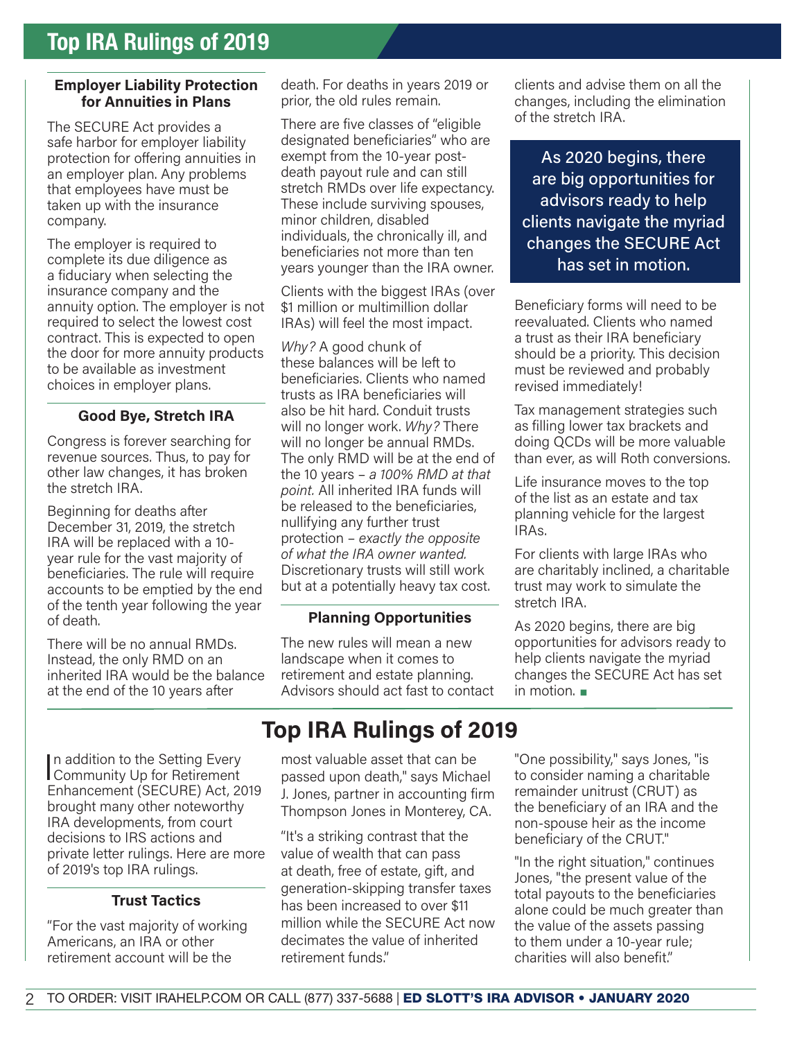## Top IRA Rulings of 2019

### Employer Liability Protection for Annuities in Plans

The SECURE Act provides a safe harbor for employer liability protection for offering annuities in an employer plan. Any problems that employees have must be taken up with the insurance company.

The employer is required to complete its due diligence as a fiduciary when selecting the insurance company and the annuity option. The employer is not required to select the lowest cost contract. This is expected to open the door for more annuity products to be available as investment choices in employer plans.

### Good Bye, Stretch IRA

Congress is forever searching for revenue sources. Thus, to pay for other law changes, it has broken the stretch IRA.

Beginning for deaths after December 31, 2019, the stretch IRA will be replaced with a 10-year rule for the vast majority of beneficiaries. The rule will require accounts to be emptied by the end of the tenth year following the year of death.

There will be no annual RMDs. Instead, the only RMD on an inherited IRA would be the balance at the end of the 10 years after death. For deaths in years 2019 or prior, the old rules remain.

There are five classes of "eligible designated beneficiaries" who are exempt from the 10-year post-death payout rule and can still stretch RMDs over life expectancy. These include surviving spouses, minor children, disabled individuals, the chronically ill, and beneficiaries not more than ten years younger than the IRA owner.

Clients with the biggest IRAs (over $1 million or multimillion dollar IRAs) will feel the most impact.

*Why?* A good chunk of these balances will be left to beneficiaries. Clients who named trusts as IRA beneficiaries will also be hit hard. Conduit trusts will no longer work. *Why?* There will no longer be annual RMDs. The only RMD will be at the end of the 10 years – *a 100% RMD at that point.* All inherited IRA funds will be released to the beneficiaries, nullifying any further trust protection – *exactly the opposite of what the IRA owner wanted.* Discretionary trusts will still work but at a potentially heavy tax cost.

### Planning Opportunities

The new rules will mean a new landscape when it comes to retirement and estate planning. Advisors should act fast to contact clients and advise them on all the changes, including the elimination of the stretch IRA.

> As 2020 begins, there are big opportunities for advisors ready to help clients navigate the myriad changes the SECURE Act has set in motion.

Beneficiary forms will need to be reevaluated. Clients who named a trust as their IRA beneficiary should be a priority. This decision must be reviewed and probably revised immediately!

Tax management strategies such as filling lower tax brackets and doing QCDs will be more valuable than ever, as will Roth conversions.

Life insurance moves to the top of the list as an estate and tax planning vehicle for the largest IRAs.

For clients with large IRAs who are charitably inclined, a charitable trust may work to simulate the stretch IRA.

As 2020 begins, there are big opportunities for advisors ready to help clients navigate the myriad changes the SECURE Act has set in motion. ■

## Top IRA Rulings of 2019

In addition to the Setting Every Community Up for Retirement Enhancement (SECURE) Act, 2019 brought many other noteworthy IRA developments, from court decisions to IRS actions and private letter rulings. Here are more of 2019's top IRA rulings.

### Trust Tactics

"For the vast majority of working Americans, an IRA or other retirement account will be the most valuable asset that can be passed upon death," says Michael J. Jones, partner in accounting firm Thompson Jones in Monterey, CA.

"It's a striking contrast that the value of wealth that can pass at death, free of estate, gift, and generation-skipping transfer taxes has been increased to over $11 million while the SECURE Act now decimates the value of inherited retirement funds."

"One possibility," says Jones, "is to consider naming a charitable remainder unitrust (CRUT) as the beneficiary of an IRA and the non-spouse heir as the income beneficiary of the CRUT."

"In the right situation," continues Jones, "the present value of the total payouts to the beneficiaries alone could be much greater than the value of the assets passing to them under a 10-year rule; charities will also benefit."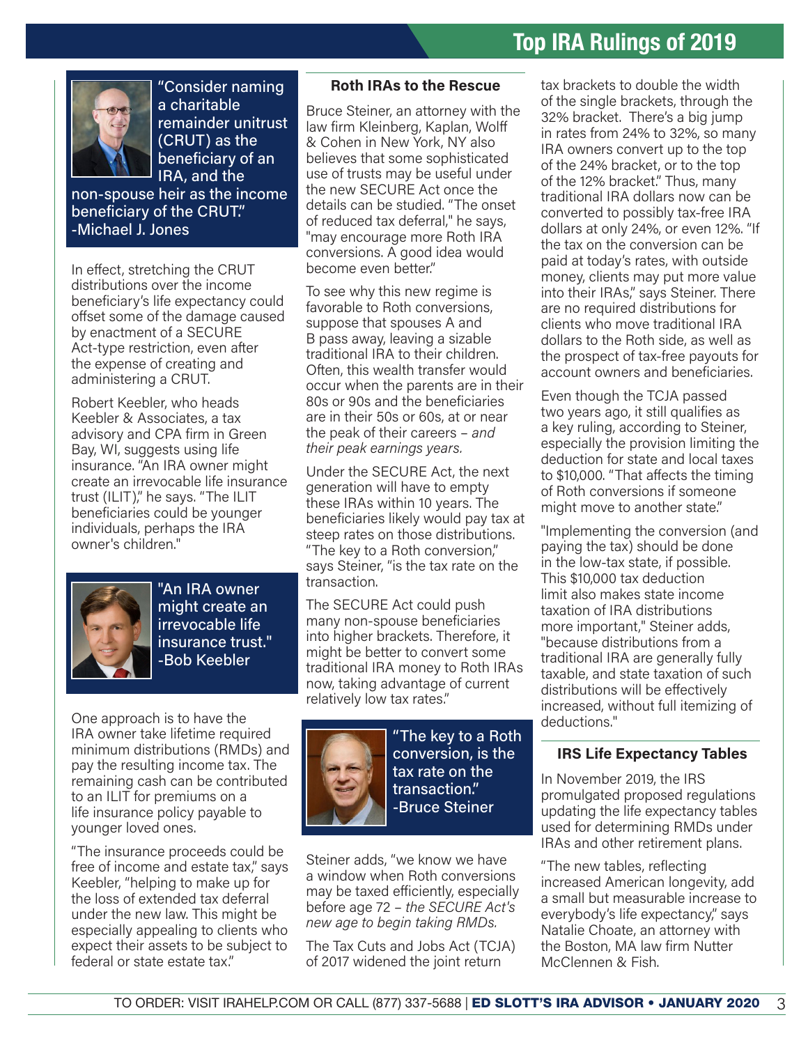# Top IRA Rulings of 2019

"Consider naming a charitable remainder unitrust (CRUT) as the beneficiary of an IRA, and the non-spouse heir as the income beneficiary of the CRUT."
-Michael J. Jones

In effect, stretching the CRUT distributions over the income beneficiary's life expectancy could offset some of the damage caused by enactment of a SECURE Act-type restriction, even after the expense of creating and administering a CRUT.

Robert Keebler, who heads Keebler & Associates, a tax advisory and CPA firm in Green Bay, WI, suggests using life insurance. "An IRA owner might create an irrevocable life insurance trust (ILIT)," he says. "The ILIT beneficiaries could be younger individuals, perhaps the IRA owner's children."

"An IRA owner might create an irrevocable life insurance trust."
-Bob Keebler

One approach is to have the IRA owner take lifetime required minimum distributions (RMDs) and pay the resulting income tax. The remaining cash can be contributed to an ILIT for premiums on a life insurance policy payable to younger loved ones.

"The insurance proceeds could be free of income and estate tax," says Keebler, "helping to make up for the loss of extended tax deferral under the new law. This might be especially appealing to clients who expect their assets to be subject to federal or state estate tax."

### Roth IRAs to the Rescue

Bruce Steiner, an attorney with the law firm Kleinberg, Kaplan, Wolff & Cohen in New York, NY also believes that some sophisticated use of trusts may be useful under the new SECURE Act once the details can be studied. "The onset of reduced tax deferral," he says, "may encourage more Roth IRA conversions. A good idea would become even better."

To see why this new regime is favorable to Roth conversions, suppose that spouses A and B pass away, leaving a sizable traditional IRA to their children. Often, this wealth transfer would occur when the parents are in their 80s or 90s and the beneficiaries are in their 50s or 60s, at or near the peak of their careers – *and their peak earnings years.*

Under the SECURE Act, the next generation will have to empty these IRAs within 10 years. The beneficiaries likely would pay tax at steep rates on those distributions. "The key to a Roth conversion," says Steiner, "is the tax rate on the transaction.

The SECURE Act could push many non-spouse beneficiaries into higher brackets. Therefore, it might be better to convert some traditional IRA money to Roth IRAs now, taking advantage of current relatively low tax rates."

"The key to a Roth conversion, is the tax rate on the transaction."
-Bruce Steiner

Steiner adds, "we know we have a window when Roth conversions may be taxed efficiently, especially before age 72 – *the SECURE Act's new age to begin taking RMDs.*

The Tax Cuts and Jobs Act (TCJA) of 2017 widened the joint return tax brackets to double the width of the single brackets, through the 32% bracket. There's a big jump in rates from 24% to 32%, so many IRA owners convert up to the top of the 24% bracket, or to the top of the 12% bracket." Thus, many traditional IRA dollars now can be converted to possibly tax-free IRA dollars at only 24%, or even 12%. "If the tax on the conversion can be paid at today's rates, with outside money, clients may put more value into their IRAs," says Steiner. There are no required distributions for clients who move traditional IRA dollars to the Roth side, as well as the prospect of tax-free payouts for account owners and beneficiaries.

Even though the TCJA passed two years ago, it still qualifies as a key ruling, according to Steiner, especially the provision limiting the deduction for state and local taxes to $10,000. "That affects the timing of Roth conversions if someone might move to another state."

"Implementing the conversion (and paying the tax) should be done in the low-tax state, if possible. This $10,000 tax deduction limit also makes state income taxation of IRA distributions more important," Steiner adds, "because distributions from a traditional IRA are generally fully taxable, and state taxation of such distributions will be effectively increased, without full itemizing of deductions."

### IRS Life Expectancy Tables

In November 2019, the IRS promulgated proposed regulations updating the life expectancy tables used for determining RMDs under IRAs and other retirement plans.

"The new tables, reflecting increased American longevity, add a small but measurable increase to everybody's life expectancy," says Natalie Choate, an attorney with the Boston, MA law firm Nutter McClennen & Fish.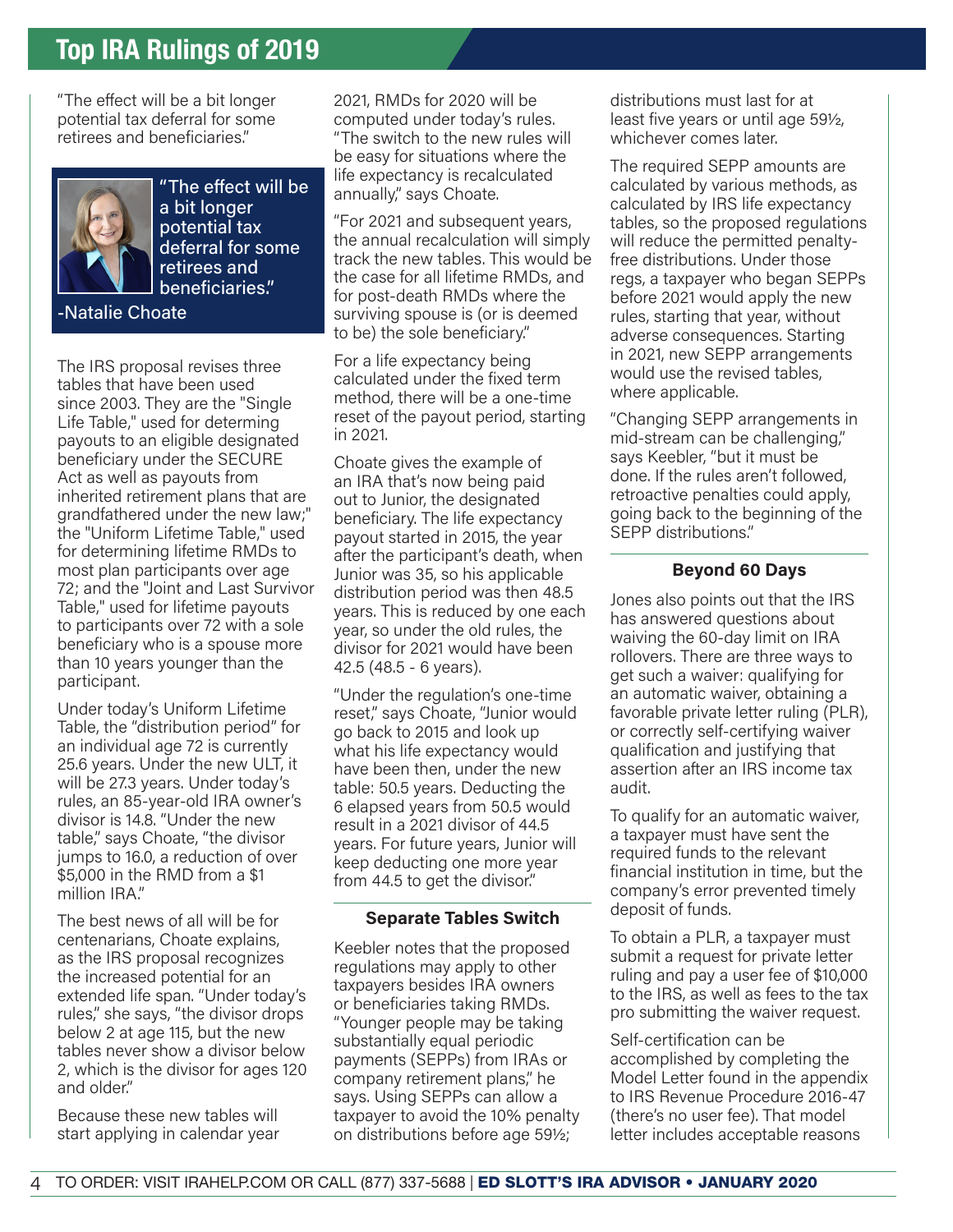## Top IRA Rulings of 2019

"The effect will be a bit longer potential tax deferral for some retirees and beneficiaries."

> "The effect will be a bit longer potential tax deferral for some retirees and beneficiaries."
>
> -Natalie Choate

The IRS proposal revises three tables that have been used since 2003. They are the "Single Life Table," used for determining payouts to an eligible designated beneficiary under the SECURE Act as well as payouts from inherited retirement plans that are grandfathered under the new law;" the "Uniform Lifetime Table," used for determining lifetime RMDs to most plan participants over age 72; and the "Joint and Last Survivor Table," used for lifetime payouts to participants over 72 with a sole beneficiary who is a spouse more than 10 years younger than the participant.

Under today's Uniform Lifetime Table, the "distribution period" for an individual age 72 is currently 25.6 years. Under the new ULT, it will be 27.3 years. Under today's rules, an 85-year-old IRA owner's divisor is 14.8. "Under the new table," says Choate, "the divisor jumps to 16.0, a reduction of over $5,000 in the RMD from a $1 million IRA."

The best news of all will be for centenarians, Choate explains, as the IRS proposal recognizes the increased potential for an extended life span. "Under today's rules," she says, "the divisor drops below 2 at age 115, but the new tables never show a divisor below 2, which is the divisor for ages 120 and older."

Because these new tables will start applying in calendar year 2021, RMDs for 2020 will be computed under today's rules. "The switch to the new rules will be easy for situations where the life expectancy is recalculated annually," says Choate.

"For 2021 and subsequent years, the annual recalculation will simply track the new tables. This would be the case for all lifetime RMDs, and for post-death RMDs where the surviving spouse is (or is deemed to be) the sole beneficiary."

For a life expectancy being calculated under the fixed term method, there will be a one-time reset of the payout period, starting in 2021.

Choate gives the example of an IRA that's now being paid out to Junior, the designated beneficiary. The life expectancy payout started in 2015, the year after the participant's death, when Junior was 35, so his applicable distribution period was then 48.5 years. This is reduced by one each year, so under the old rules, the divisor for 2021 would have been 42.5 (48.5 - 6 years).

"Under the regulation's one-time reset," says Choate, "Junior would go back to 2015 and look up what his life expectancy would have been then, under the new table: 50.5 years. Deducting the 6 elapsed years from 50.5 would result in a 2021 divisor of 44.5 years. For future years, Junior will keep deducting one more year from 44.5 to get the divisor."

### Separate Tables Switch

Keebler notes that the proposed regulations may apply to other taxpayers besides IRA owners or beneficiaries taking RMDs. "Younger people may be taking substantially equal periodic payments (SEPPs) from IRAs or company retirement plans," he says. Using SEPPs can allow a taxpayer to avoid the 10% penalty on distributions before age 59½; distributions must last for at least five years or until age 59½, whichever comes later.

The required SEPP amounts are calculated by various methods, as calculated by IRS life expectancy tables, so the proposed regulations will reduce the permitted penalty-free distributions. Under those regs, a taxpayer who began SEPPs before 2021 would apply the new rules, starting that year, without adverse consequences. Starting in 2021, new SEPP arrangements would use the revised tables, where applicable.

"Changing SEPP arrangements in mid-stream can be challenging," says Keebler, "but it must be done. If the rules aren't followed, retroactive penalties could apply, going back to the beginning of the SEPP distributions."

### Beyond 60 Days

Jones also points out that the IRS has answered questions about waiving the 60-day limit on IRA rollovers. There are three ways to get such a waiver: qualifying for an automatic waiver, obtaining a favorable private letter ruling (PLR), or correctly self-certifying waiver qualification and justifying that assertion after an IRS income tax audit.

To qualify for an automatic waiver, a taxpayer must have sent the required funds to the relevant financial institution in time, but the company's error prevented timely deposit of funds.

To obtain a PLR, a taxpayer must submit a request for private letter ruling and pay a user fee of $10,000 to the IRS, as well as fees to the tax pro submitting the waiver request.

Self-certification can be accomplished by completing the Model Letter found in the appendix to IRS Revenue Procedure 2016-47 (there's no user fee). That model letter includes acceptable reasons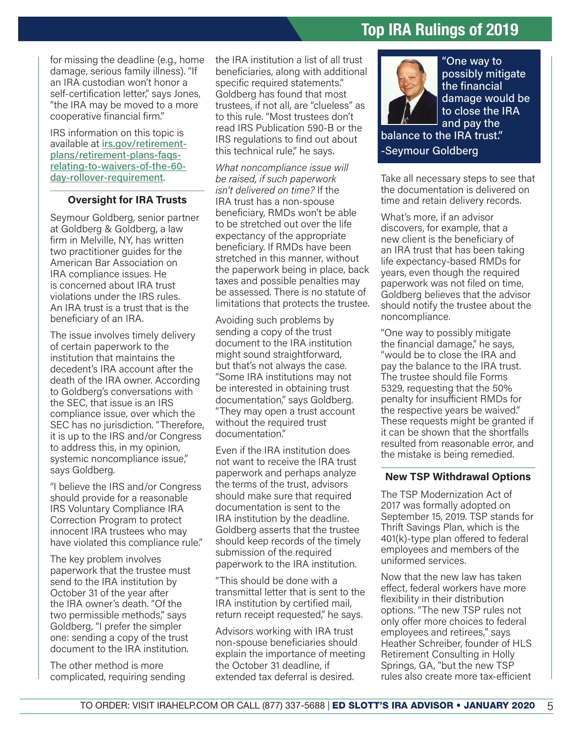for missing the deadline (e.g., home damage, serious family illness). "If an IRA custodian won't honor a self-certification letter," says Jones, "the IRA may be moved to a more cooperative financial firm."

IRS information on this topic is available at [irs.gov/retirement-plans/retirement-plans-faqs-relating-to-waivers-of-the-60-day-rollover-requirement](irs.gov/retirement-plans/retirement-plans-faqs-relating-to-waivers-of-the-60-day-rollover-requirement).

### Oversight for IRA Trusts

Seymour Goldberg, senior partner at Goldberg & Goldberg, a law firm in Melville, NY, has written two practitioner guides for the American Bar Association on IRA compliance issues. He is concerned about IRA trust violations under the IRS rules. An IRA trust is a trust that is the beneficiary of an IRA.

The issue involves timely delivery of certain paperwork to the institution that maintains the decedent's IRA account after the death of the IRA owner. According to Goldberg's conversations with the SEC, that issue is an IRS compliance issue, over which the SEC has no jurisdiction. "Therefore, it is up to the IRS and/or Congress to address this, in my opinion, systemic noncompliance issue," says Goldberg.

"I believe the IRS and/or Congress should provide for a reasonable IRS Voluntary Compliance IRA Correction Program to protect innocent IRA trustees who may have violated this compliance rule."

The key problem involves paperwork that the trustee must send to the IRA institution by October 31 of the year after the IRA owner's death. "Of the two permissible methods," says Goldberg, "I prefer the simpler one: sending a copy of the trust document to the IRA institution.

The other method is more complicated, requiring sending the IRA institution a list of all trust beneficiaries, along with additional specific required statements." Goldberg has found that most trustees, if not all, are "clueless" as to this rule. "Most trustees don't read IRS Publication 590-B or the IRS regulations to find out about this technical rule," he says.

*What noncompliance issue will be raised, if such paperwork isn't delivered on time?* If the IRA trust has a non-spouse beneficiary, RMDs won't be able to be stretched out over the life expectancy of the appropriate beneficiary. If RMDs have been stretched in this manner, without the paperwork being in place, back taxes and possible penalties may be assessed. There is no statute of limitations that protects the trustee.

Avoiding such problems by sending a copy of the trust document to the IRA institution might sound straightforward, but that's not always the case. "Some IRA institutions may not be interested in obtaining trust documentation," says Goldberg. "They may open a trust account without the required trust documentation."

Even if the IRA institution does not want to receive the IRA trust paperwork and perhaps analyze the terms of the trust, advisors should make sure that required documentation is sent to the IRA institution by the deadline. Goldberg asserts that the trustee should keep records of the timely submission of the required paperwork to the IRA institution.

"This should be done with a transmittal letter that is sent to the IRA institution by certified mail, return receipt requested," he says.

Advisors working with IRA trust non-spouse beneficiaries should explain the importance of meeting the October 31 deadline, if extended tax deferral is desired.

> "One way to possibly mitigate the financial damage would be to close the IRA and pay the balance to the IRA trust."
> -Seymour Goldberg

Take all necessary steps to see that the documentation is delivered on time and retain delivery records.

What's more, if an advisor discovers, for example, that a new client is the beneficiary of an IRA trust that has been taking life expectancy-based RMDs for years, even though the required paperwork was not filed on time, Goldberg believes that the advisor should notify the trustee about the noncompliance.

"One way to possibly mitigate the financial damage," he says, "would be to close the IRA and pay the balance to the IRA trust. The trustee should file Forms 5329, requesting that the 50% penalty for insufficient RMDs for the respective years be waived." These requests might be granted if it can be shown that the shortfalls resulted from reasonable error, and the mistake is being remedied.

### New TSP Withdrawal Options

The TSP Modernization Act of 2017 was formally adopted on September 15, 2019. TSP stands for Thrift Savings Plan, which is the 401(k)-type plan offered to federal employees and members of the uniformed services.

Now that the new law has taken effect, federal workers have more flexibility in their distribution options. "The new TSP rules not only offer more choices to federal employees and retirees," says Heather Schreiber, founder of HLS Retirement Consulting in Holly Springs, GA, "but the new TSP rules also create more tax-efficient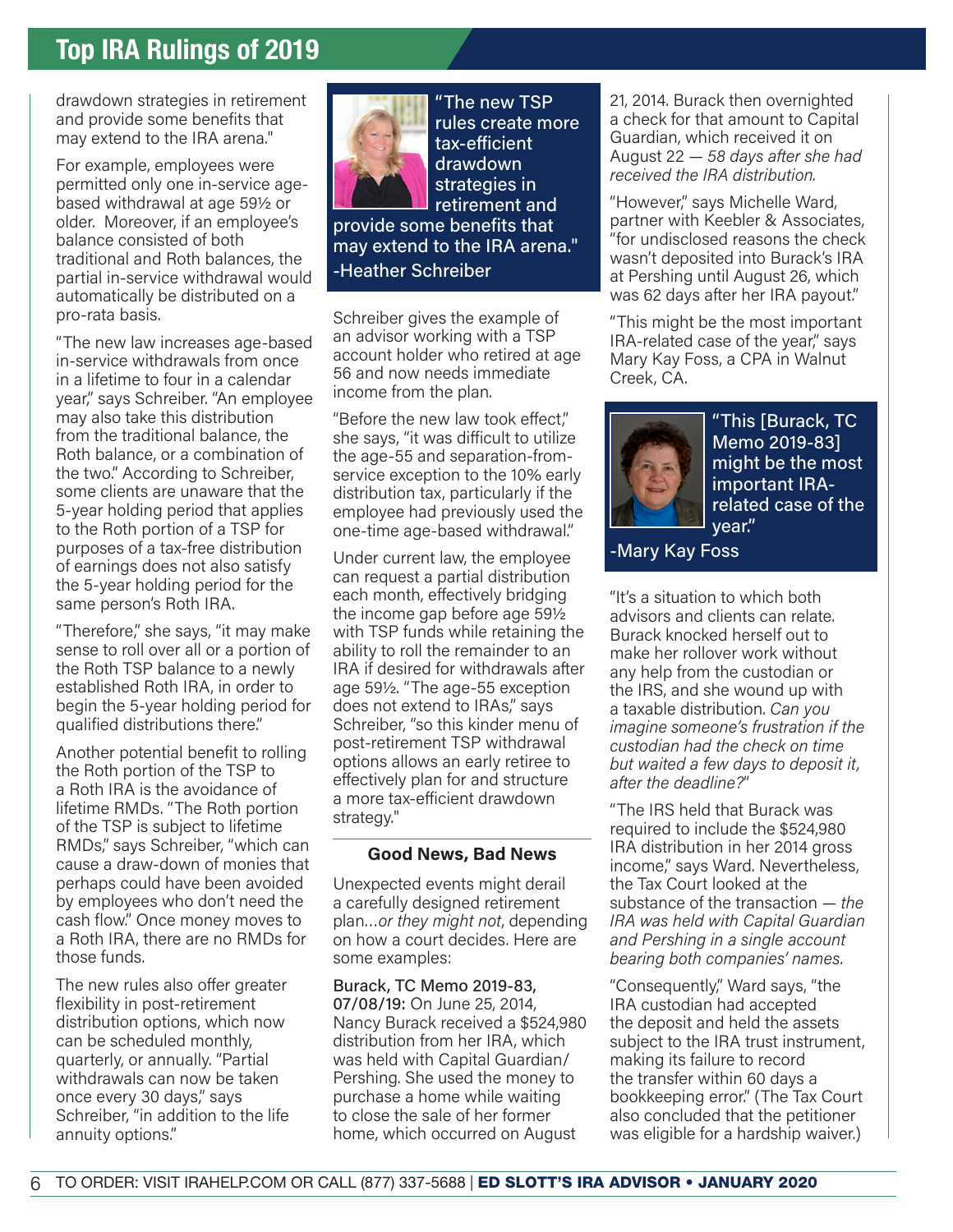drawdown strategies in retirement and provide some benefits that may extend to the IRA arena."

For example, employees were permitted only one in-service age-based withdrawal at age 59½ or older. Moreover, if an employee's balance consisted of both traditional and Roth balances, the partial in-service withdrawal would automatically be distributed on a pro-rata basis.

"The new law increases age-based in-service withdrawals from once in a lifetime to four in a calendar year," says Schreiber. "An employee may also take this distribution from the traditional balance, the Roth balance, or a combination of the two." According to Schreiber, some clients are unaware that the 5-year holding period that applies to the Roth portion of a TSP for purposes of a tax-free distribution of earnings does not also satisfy the 5-year holding period for the same person's Roth IRA.

"Therefore," she says, "it may make sense to roll over all or a portion of the Roth TSP balance to a newly established Roth IRA, in order to begin the 5-year holding period for qualified distributions there."

Another potential benefit to rolling the Roth portion of the TSP to a Roth IRA is the avoidance of lifetime RMDs. "The Roth portion of the TSP is subject to lifetime RMDs," says Schreiber, "which can cause a draw-down of monies that perhaps could have been avoided by employees who don't need the cash flow." Once money moves to a Roth IRA, there are no RMDs for those funds.

The new rules also offer greater flexibility in post-retirement distribution options, which now can be scheduled monthly, quarterly, or annually. "Partial withdrawals can now be taken once every 30 days," says Schreiber, "in addition to the life annuity options."

> "The new TSP rules create more tax-efficient drawdown strategies in retirement and provide some benefits that may extend to the IRA arena."
> -Heather Schreiber

Schreiber gives the example of an advisor working with a TSP account holder who retired at age 56 and now needs immediate income from the plan.

"Before the new law took effect," she says, "it was difficult to utilize the age-55 and separation-from-service exception to the 10% early distribution tax, particularly if the employee had previously used the one-time age-based withdrawal."

Under current law, the employee can request a partial distribution each month, effectively bridging the income gap before age 59½ with TSP funds while retaining the ability to roll the remainder to an IRA if desired for withdrawals after age 59½. "The age-55 exception does not extend to IRAs," says Schreiber, "so this kinder menu of post-retirement TSP withdrawal options allows an early retiree to effectively plan for and structure a more tax-efficient drawdown strategy."

## Good News, Bad News

Unexpected events might derail a carefully designed retirement plan…*or they might not*, depending on how a court decides. Here are some examples:

**Burack, TC Memo 2019-83, 07/08/19:** On June 25, 2014, Nancy Burack received a $524,980 distribution from her IRA, which was held with Capital Guardian/Pershing. She used the money to purchase a home while waiting to close the sale of her former home, which occurred on August 21, 2014. Burack then overnighted a check for that amount to Capital Guardian, which received it on August 22 — *58 days after she had received the IRA distribution.*

"However," says Michelle Ward, partner with Keebler & Associates, "for undisclosed reasons the check wasn't deposited into Burack's IRA at Pershing until August 26, which was 62 days after her IRA payout."

"This might be the most important IRA-related case of the year," says Mary Kay Foss, a CPA in Walnut Creek, CA.

> "This [Burack, TC Memo 2019-83] might be the most important IRA-related case of the year."
> -Mary Kay Foss

"It's a situation to which both advisors and clients can relate. Burack knocked herself out to make her rollover work without any help from the custodian or the IRS, and she wound up with a taxable distribution. *Can you imagine someone's frustration if the custodian had the check on time but waited a few days to deposit it, after the deadline?*"

"The IRS held that Burack was required to include the $524,980 IRA distribution in her 2014 gross income," says Ward. Nevertheless, the Tax Court looked at the substance of the transaction — *the IRA was held with Capital Guardian and Pershing in a single account bearing both companies' names.*

"Consequently," Ward says, "the IRA custodian had accepted the deposit and held the assets subject to the IRA trust instrument, making its failure to record the transfer within 60 days a bookkeeping error." (The Tax Court also concluded that the petitioner was eligible for a hardship waiver.)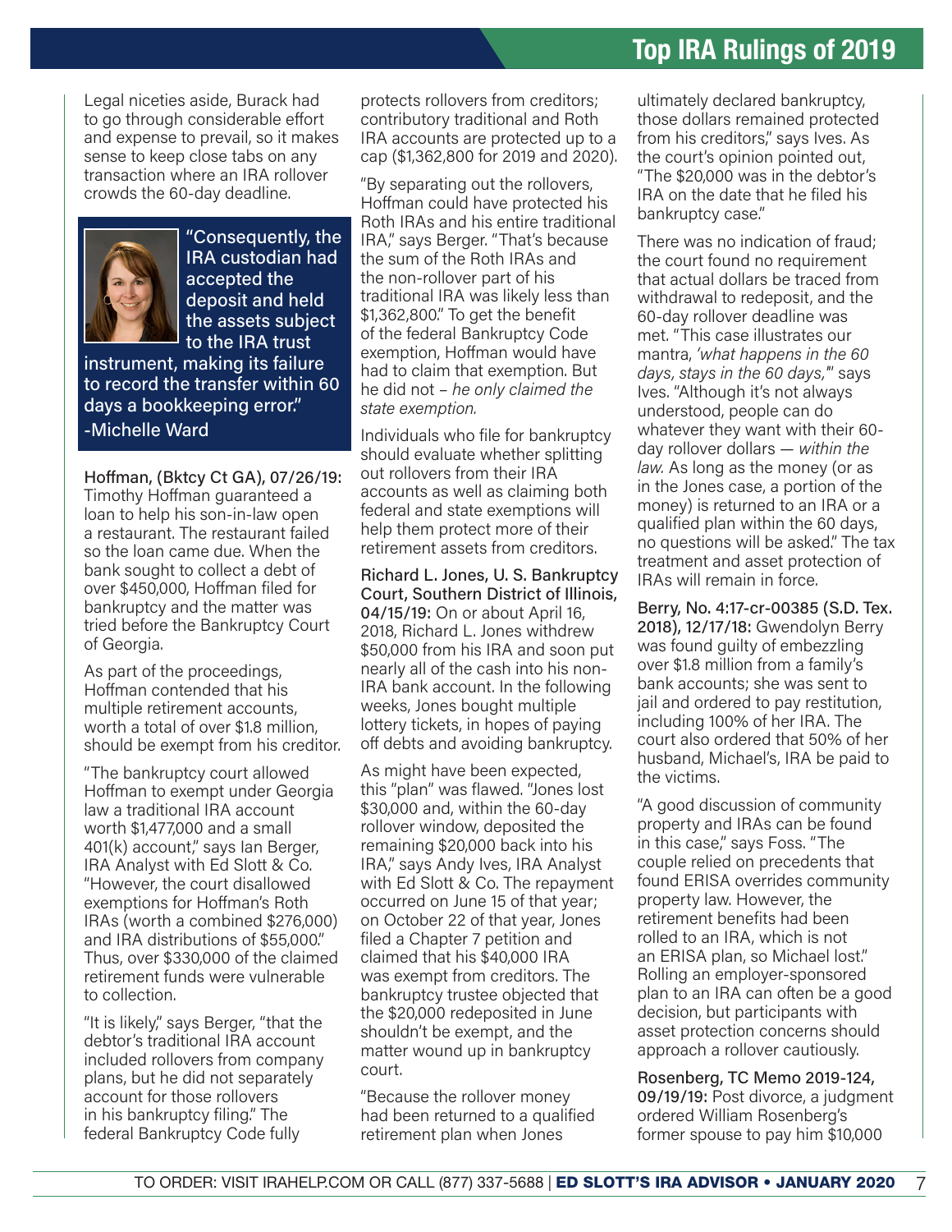Legal niceties aside, Burack had to go through considerable effort and expense to prevail, so it makes sense to keep close tabs on any transaction where an IRA rollover crowds the 60-day deadline.

> "Consequently, the IRA custodian had accepted the deposit and held the assets subject to the IRA trust instrument, making its failure to record the transfer within 60 days a bookkeeping error."
> -Michelle Ward

**Hoffman, (Bktcy Ct GA), 07/26/19:** Timothy Hoffman guaranteed a loan to help his son-in-law open a restaurant. The restaurant failed so the loan came due. When the bank sought to collect a debt of over $450,000, Hoffman filed for bankruptcy and the matter was tried before the Bankruptcy Court of Georgia.

As part of the proceedings, Hoffman contended that his multiple retirement accounts, worth a total of over $1.8 million, should be exempt from his creditor.

"The bankruptcy court allowed Hoffman to exempt under Georgia law a traditional IRA account worth $1,477,000 and a small 401(k) account," says Ian Berger, IRA Analyst with Ed Slott & Co. "However, the court disallowed exemptions for Hoffman's Roth IRAs (worth a combined $276,000) and IRA distributions of $55,000." Thus, over $330,000 of the claimed retirement funds were vulnerable to collection.

"It is likely," says Berger, "that the debtor's traditional IRA account included rollovers from company plans, but he did not separately account for those rollovers in his bankruptcy filing." The federal Bankruptcy Code fully protects rollovers from creditors; contributory traditional and Roth IRA accounts are protected up to a cap ($1,362,800 for 2019 and 2020).

"By separating out the rollovers, Hoffman could have protected his Roth IRAs and his entire traditional IRA," says Berger. "That's because the sum of the Roth IRAs and the non-rollover part of his traditional IRA was likely less than $1,362,800." To get the benefit of the federal Bankruptcy Code exemption, Hoffman would have had to claim that exemption. But he did not – *he only claimed the state exemption.*

Individuals who file for bankruptcy should evaluate whether splitting out rollovers from their IRA accounts as well as claiming both federal and state exemptions will help them protect more of their retirement assets from creditors.

**Richard L. Jones, U. S. Bankruptcy Court, Southern District of Illinois, 04/15/19:** On or about April 16, 2018, Richard L. Jones withdrew $50,000 from his IRA and soon put nearly all of the cash into his non-IRA bank account. In the following weeks, Jones bought multiple lottery tickets, in hopes of paying off debts and avoiding bankruptcy.

As might have been expected, this "plan" was flawed. "Jones lost $30,000 and, within the 60-day rollover window, deposited the remaining $20,000 back into his IRA," says Andy Ives, IRA Analyst with Ed Slott & Co. The repayment occurred on June 15 of that year; on October 22 of that year, Jones filed a Chapter 7 petition and claimed that his $40,000 IRA was exempt from creditors. The bankruptcy trustee objected that the $20,000 redeposited in June shouldn't be exempt, and the matter wound up in bankruptcy court.

"Because the rollover money had been returned to a qualified retirement plan when Jones ultimately declared bankruptcy, those dollars remained protected from his creditors," says Ives. As the court's opinion pointed out, "The $20,000 was in the debtor's IRA on the date that he filed his bankruptcy case."

There was no indication of fraud; the court found no requirement that actual dollars be traced from withdrawal to redeposit, and the 60-day rollover deadline was met. "This case illustrates our mantra, *'what happens in the 60 days, stays in the 60 days,'*" says Ives. "Although it's not always understood, people can do whatever they want with their 60-day rollover dollars — *within the law.* As long as the money (or as in the Jones case, a portion of the money) is returned to an IRA or a qualified plan within the 60 days, no questions will be asked." The tax treatment and asset protection of IRAs will remain in force.

**Berry, No. 4:17-cr-00385 (S.D. Tex. 2018), 12/17/18:** Gwendolyn Berry was found guilty of embezzling over $1.8 million from a family's bank accounts; she was sent to jail and ordered to pay restitution, including 100% of her IRA. The court also ordered that 50% of her husband, Michael's, IRA be paid to the victims.

"A good discussion of community property and IRAs can be found in this case," says Foss. "The couple relied on precedents that found ERISA overrides community property law. However, the retirement benefits had been rolled to an IRA, which is not an ERISA plan, so Michael lost." Rolling an employer-sponsored plan to an IRA can often be a good decision, but participants with asset protection concerns should approach a rollover cautiously.

**Rosenberg, TC Memo 2019-124, 09/19/19:** Post divorce, a judgment ordered William Rosenberg's former spouse to pay him $10,000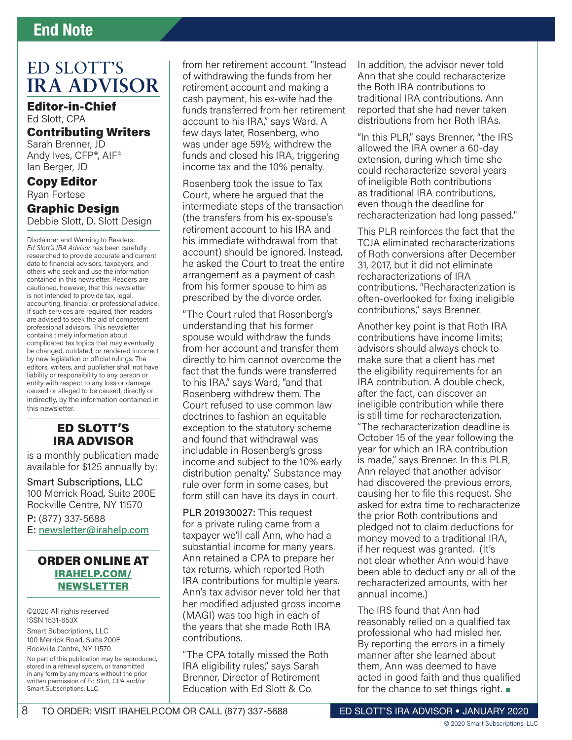## End Note

# ED SLOTT'S IRA ADVISOR

**Editor-in-Chief**
Ed Slott, CPA

**Contributing Writers**
Sarah Brenner, JD
Andy Ives, CFP®, AIF®
Ian Berger, JD

**Copy Editor**
Ryan Fortese

**Graphic Design**
Debbie Slott, D. Slott Design

Disclaimer and Warning to Readers: *Ed Slott's IRA Advisor* has been carefully researched to provide accurate and current data to financial advisors, taxpayers, and others who seek and use the information contained in this newsletter. Readers are cautioned, however, that this newsletter is not intended to provide tax, legal, accounting, financial, or professional advice. If such services are required, then readers are advised to seek the aid of competent professional advisors. This newsletter contains timely information about complicated tax topics that may eventually be changed, outdated, or rendered incorrect by new legislation or official rulings. The editors, writers, and publisher shall not have liability or responsibility to any person or entity with respect to any loss or damage caused or alleged to be caused, directly or indirectly, by the information contained in this newsletter.

**ED SLOTT'S IRA ADVISOR**

is a monthly publication made available for $125 annually by:

Smart Subscriptions, LLC
100 Merrick Road, Suite 200E
Rockville Centre, NY 11570
**P:** (877) 337-5688
**E:** newsletter@irahelp.com

**ORDER ONLINE AT IRAHELP.COM/NEWSLETTER**

©2020 All rights reserved
ISSN 1531-653X

Smart Subscriptions, LLC
100 Merrick Road, Suite 200E
Rockville Centre, NY 11570

No part of this publication may be reproduced, stored in a retrieval system, or transmitted in any form by any means without the prior written permission of Ed Slott, CPA and/or Smart Subscriptions, LLC.

from her retirement account. "Instead of withdrawing the funds from her retirement account and making a cash payment, his ex-wife had the funds transferred from her retirement account to his IRA," says Ward. A few days later, Rosenberg, who was under age 59½, withdrew the funds and closed his IRA, triggering income tax and the 10% penalty.

Rosenberg took the issue to Tax Court, where he argued that the intermediate steps of the transaction (the transfers from his ex-spouse's retirement account to his IRA and his immediate withdrawal from that account) should be ignored. Instead, he asked the Court to treat the entire arrangement as a payment of cash from his former spouse to him as prescribed by the divorce order.

"The Court ruled that Rosenberg's understanding that his former spouse would withdraw the funds from her account and transfer them directly to him cannot overcome the fact that the funds were transferred to his IRA," says Ward, "and that Rosenberg withdrew them. The Court refused to use common law doctrines to fashion an equitable exception to the statutory scheme and found that withdrawal was includable in Rosenberg's gross income and subject to the 10% early distribution penalty." Substance may rule over form in some cases, but form still can have its days in court.

**PLR 201930027:** This request for a private ruling came from a taxpayer we'll call Ann, who had a substantial income for many years. Ann retained a CPA to prepare her tax returns, which reported Roth IRA contributions for multiple years. Ann's tax advisor never told her that her modified adjusted gross income (MAGI) was too high in each of the years that she made Roth IRA contributions.

"The CPA totally missed the Roth IRA eligibility rules," says Sarah Brenner, Director of Retirement Education with Ed Slott & Co.

In addition, the advisor never told Ann that she could recharacterize the Roth IRA contributions to traditional IRA contributions. Ann reported that she had never taken distributions from her Roth IRAs.

"In this PLR," says Brenner, "the IRS allowed the IRA owner a 60-day extension, during which time she could recharacterize several years of ineligible Roth contributions as traditional IRA contributions, even though the deadline for recharacterization had long passed."

This PLR reinforces the fact that the TCJA eliminated recharacterizations of Roth conversions after December 31, 2017, but it did not eliminate recharacterizations of IRA contributions. "Recharacterization is often-overlooked for fixing ineligible contributions," says Brenner.

Another key point is that Roth IRA contributions have income limits; advisors should always check to make sure that a client has met the eligibility requirements for an IRA contribution. A double check, after the fact, can discover an ineligible contribution while there is still time for recharacterization. "The recharacterization deadline is October 15 of the year following the year for which an IRA contribution is made," says Brenner. In this PLR, Ann relayed that another advisor had discovered the previous errors, causing her to file this request. She asked for extra time to recharacterize the prior Roth contributions and pledged not to claim deductions for money moved to a traditional IRA, if her request was granted. (It's not clear whether Ann would have been able to deduct any or all of the recharacterized amounts, with her annual income.)

The IRS found that Ann had reasonably relied on a qualified tax professional who had misled her. By reporting the errors in a timely manner after she learned about them, Ann was deemed to have acted in good faith and thus qualified for the chance to set things right. ■